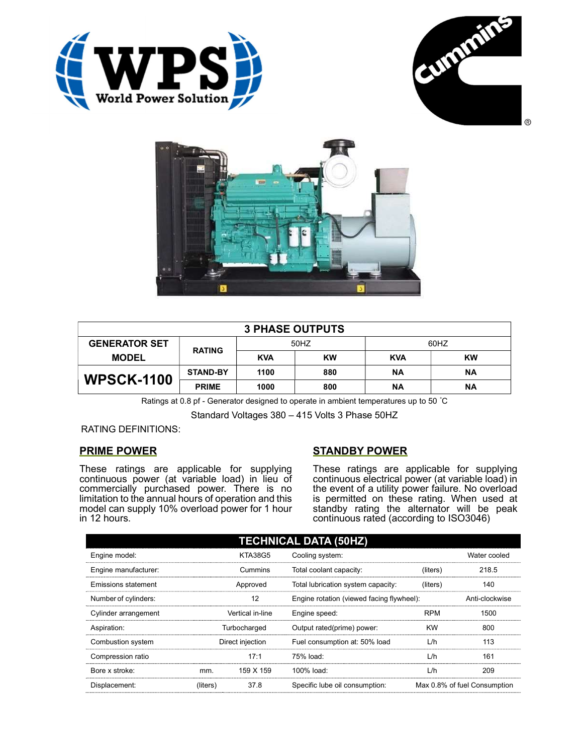| 3 PHASE OUTPUTS | | | | | |
|---|---|---|---|---|---|
| GENERATOR SET MODEL | RATING | 50HZ | | 60HZ | |
| | | KVA | KW | KVA | KW |
| **WPSCK-1100** | STAND-BY | 1100 | 880 | NA | NA |
| | PRIME | 1000 | 800 | NA | NA |

Ratings at 0.8 pf - Generator designed to operate in ambient temperatures up to 50 ˚C

Standard Voltages 380 – 415 Volts 3 Phase 50HZ

RATING DEFINITIONS:

**PRIME POWER**

These ratings are applicable for supplying continuous power (at variable load) in lieu of commercially purchased power. There is no limitation to the annual hours of operation and this model can supply 10% overload power for 1 hour in 12 hours.

**STANDBY POWER**

These ratings are applicable for supplying continuous electrical power (at variable load) in the event of a utility power failure. No overload is permitted on these rating. When used at standby rating the alternator will be peak continuous rated (according to ISO3046)

| TECHNICAL DATA (50HZ) | | | | | |
|---|---|---|---|---|---|
| Engine model: | | KTA38G5 | Cooling system: | | Water cooled |
| Engine manufacturer: | | Cummins | Total coolant capacity: | (liters) | 218.5 |
| Emissions statement | | Approved | Total lubrication system capacity: | (liters) | 140 |
| Number of cylinders: | | 12 | Engine rotation (viewed facing flywheel): | | Anti-clockwise |
| Cylinder arrangement | | Vertical in-line | Engine speed: | RPM | 1500 |
| Aspiration: | | Turbocharged | Output rated(prime) power: | KW | 800 |
| Combustion system | | Direct injection | Fuel consumption at: 50% load | L/h | 113 |
| Compression ratio | | 17:1 | 75% load: | L/h | 161 |
| Bore x stroke: | mm. | 159 X 159 | 100% load: | L/h | 209 |
| Displacement: | (liters) | 37.8 | Specific lube oil consumption: | | Max 0.8% of fuel Consumption |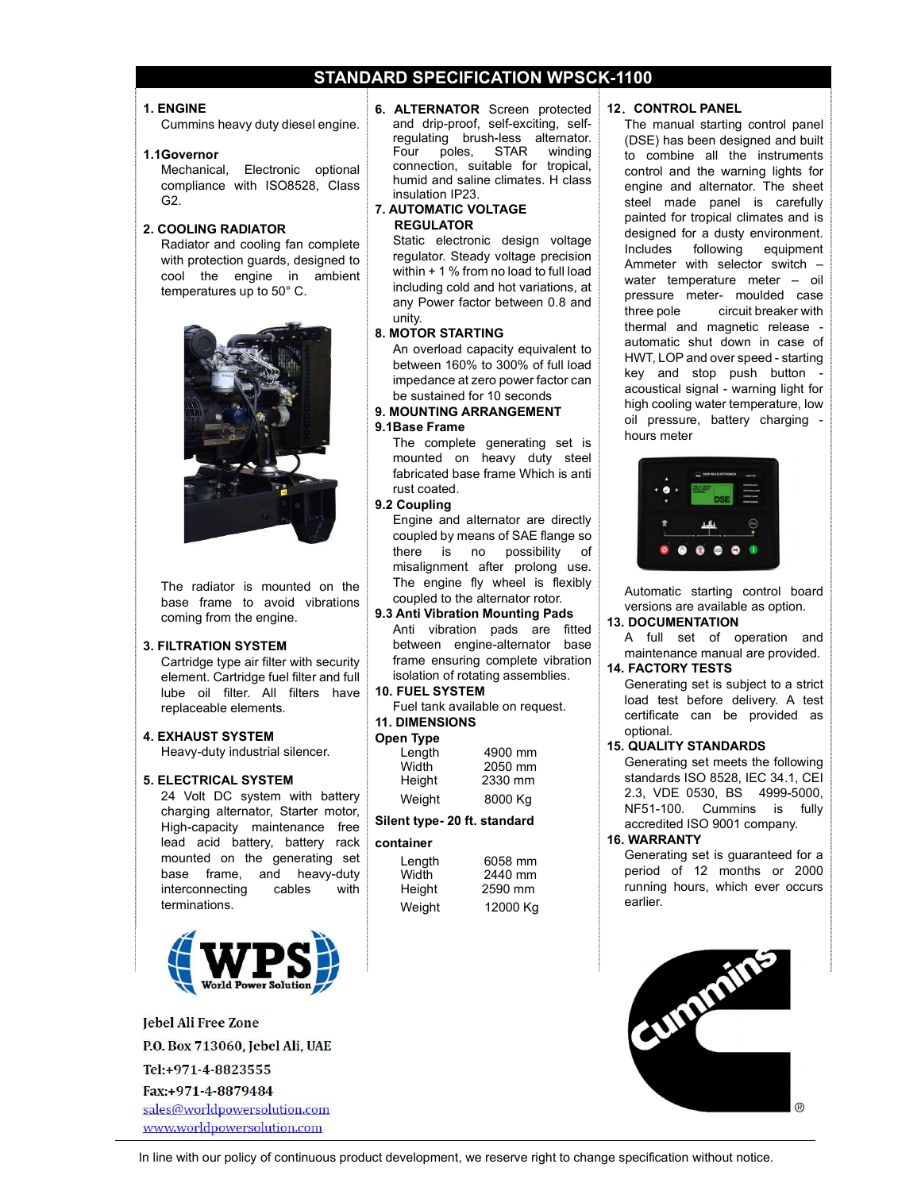# STANDARD SPECIFICATION WPSCK-1100

## 1. ENGINE

Cummins heavy duty diesel engine.

### 1.1Governor

Mechanical, Electronic optional compliance with ISO8528, Class G2.

## 2. COOLING RADIATOR

Radiator and cooling fan complete with protection guards, designed to cool the engine in ambient temperatures up to 50° C.

The radiator is mounted on the base frame to avoid vibrations coming from the engine.

## 3. FILTRATION SYSTEM

Cartridge type air filter with security element. Cartridge fuel filter and full lube oil filter. All filters have replaceable elements.

## 4. EXHAUST SYSTEM

Heavy-duty industrial silencer.

## 5. ELECTRICAL SYSTEM

24 Volt DC system with battery charging alternator, Starter motor, High-capacity maintenance free lead acid battery, battery rack mounted on the generating set base frame, and heavy-duty interconnecting cables with terminations.

## 6. ALTERNATOR

Screen protected and drip-proof, self-exciting, self-regulating brush-less alternator. Four poles, STAR winding connection, suitable for tropical, humid and saline climates. H class insulation IP23.

## 7. AUTOMATIC VOLTAGE REGULATOR

Static electronic design voltage regulator. Steady voltage precision within + 1 % from no load to full load including cold and hot variations, at any Power factor between 0.8 and unity.

## 8. MOTOR STARTING

An overload capacity equivalent to between 160% to 300% of full load impedance at zero power factor can be sustained for 10 seconds

## 9. MOUNTING ARRANGEMENT

### 9.1Base Frame

The complete generating set is mounted on heavy duty steel fabricated base frame Which is anti rust coated.

### 9.2 Coupling

Engine and alternator are directly coupled by means of SAE flange so there is no possibility of misalignment after prolong use. The engine fly wheel is flexibly coupled to the alternator rotor.

### 9.3 Anti Vibration Mounting Pads

Anti vibration pads are fitted between engine-alternator base frame ensuring complete vibration isolation of rotating assemblies.

## 10. FUEL SYSTEM

Fuel tank available on request.

## 11. DIMENSIONS

**Open Type**

| | |
|---|---|
| Length | 4900 mm |
| Width | 2050 mm |
| Height | 2330 mm |
| Weight | 8000 Kg |

**Silent type- 20 ft. standard container**

| | |
|---|---|
| Length | 6058 mm |
| Width | 2440 mm |
| Height | 2590 mm |
| Weight | 12000 Kg |

## 12. CONTROL PANEL

The manual starting control panel (DSE) has been designed and built to combine all the instruments control and the warning lights for engine and alternator. The sheet steel made panel is carefully painted for tropical climates and is designed for a dusty environment. Includes following equipment Ammeter with selector switch – water temperature meter – oil pressure meter- three pole circuit breaker with thermal and magnetic release - automatic shut down in case of HWT, LOP and over speed - starting key and stop push button - acoustical signal - warning light for high cooling water temperature, low oil pressure, battery charging - hours meter

Automatic starting control board versions are available as option.

## 13. DOCUMENTATION

A full set of operation and maintenance manual are provided.

## 14. FACTORY TESTS

Generating set is subject to a strict load test before delivery. A test certificate can be provided as optional.

## 15. QUALITY STANDARDS

Generating set meets the following standards ISO 8528, IEC 34.1, CEI 2.3, VDE 0530, BS 4999-5000, NF51-100. Cummins is fully accredited ISO 9001 company.

## 16. WARRANTY

Generating set is guaranteed for a period of 12 months or 2000 running hours, which ever occurs earlier.

WPS World Power Solution

Jebel Ali Free Zone
P.O. Box 713060, Jebel Ali, UAE
Tel:+971-4-8823555
Fax:+971-4-8879484
sales@worldpowersolution.com
www.worldpowersolution.com

Cummins®

In line with our policy of continuous product development, we reserve right to change specification without notice.